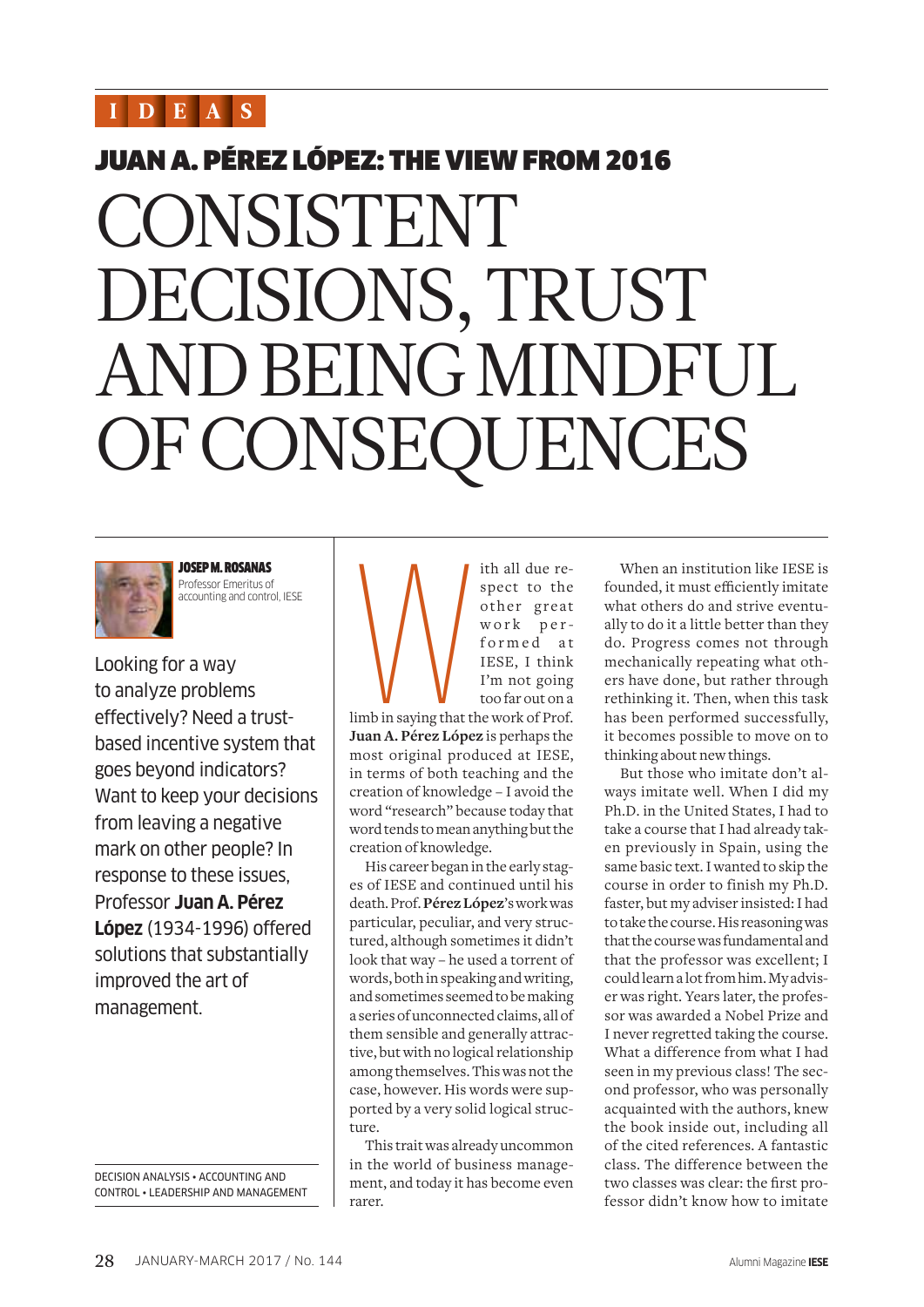IDEAS

## JUAN A. PÉREZ LÓPEZ: THE VIEW FROM 2016

# CONSISTENT DECISIONS, TRUST AND BEING MINDFUL OF CONSEQUENCES

**JOSEP M. ROSANAS**
Professor Emeritus of accounting and control, IESE

Looking for a way to analyze problems effectively? Need a trust-based incentive system that goes beyond indicators? Want to keep your decisions from leaving a negative mark on other people? In response to these issues, Professor **Juan A. Pérez López** (1934-1996) offered solutions that substantially improved the art of management.

DECISION ANALYSIS • ACCOUNTING AND CONTROL • LEADERSHIP AND MANAGEMENT

With all due respect to the other great work performed at IESE, I think I'm not going too far out on a limb in saying that the work of Prof. **Juan A. Pérez López** is perhaps the most original produced at IESE, in terms of both teaching and the creation of knowledge – I avoid the word "research" because today that word tends to mean anything but the creation of knowledge.

His career began in the early stages of IESE and continued until his death. Prof. **Pérez López**'s work was particular, peculiar, and very structured, although sometimes it didn't look that way – he used a torrent of words, both in speaking and writing, and sometimes seemed to be making a series of unconnected claims, all of them sensible and generally attractive, but with no logical relationship among themselves. This was not the case, however. His words were supported by a very solid logical structure.

This trait was already uncommon in the world of business management, and today it has become even rarer.

When an institution like IESE is founded, it must efficiently imitate what others do and strive eventually to do it a little better than they do. Progress comes not through mechanically repeating what others have done, but rather through rethinking it. Then, when this task has been performed successfully, it becomes possible to move on to thinking about new things.

But those who imitate don't always imitate well. When I did my Ph.D. in the United States, I had to take a course that I had already taken previously in Spain, using the same basic text. I wanted to skip the course in order to finish my Ph.D. faster, but my adviser insisted: I had to take the course. His reasoning was that the course was fundamental and that the professor was excellent; I could learn a lot from him. My adviser was right. Years later, the professor was awarded a Nobel Prize and I never regretted taking the course. What a difference from what I had seen in my previous class! The second professor, who was personally acquainted with the authors, knew the book inside out, including all of the cited references. A fantastic class. The difference between the two classes was clear: the first professor didn't know how to imitate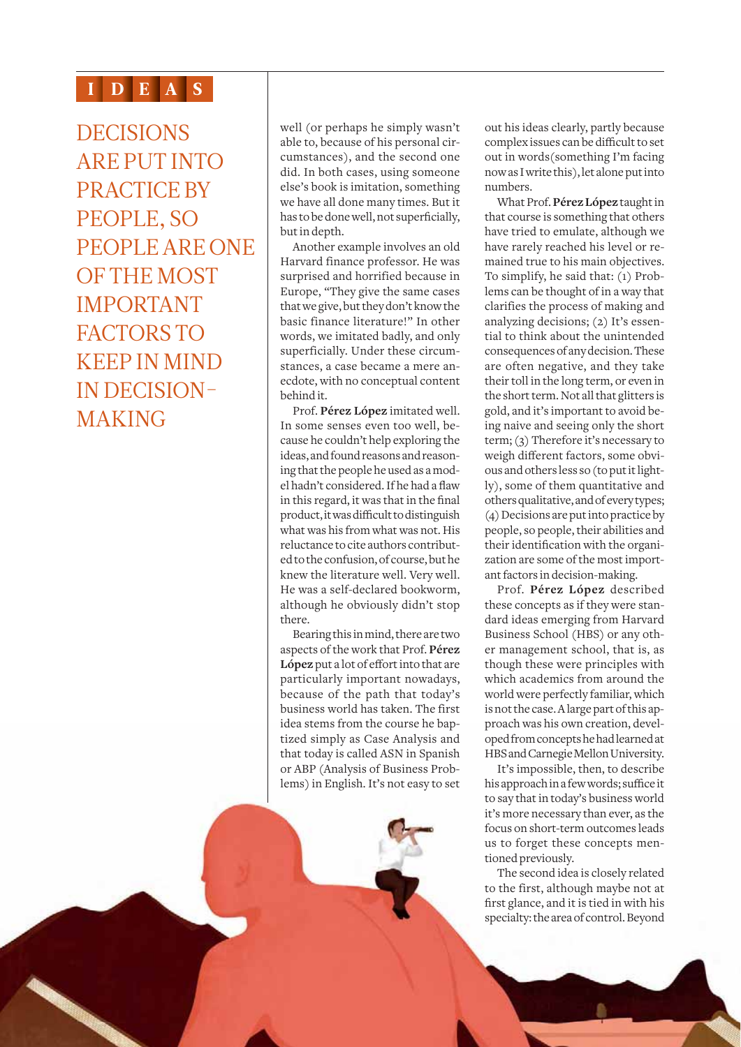DECISIONS ARE PUT INTO PRACTICE BY PEOPLE, SO PEOPLE ARE ONE OF THE MOST IMPORTANT FACTORS TO KEEP IN MIND IN DECISION-MAKING

well (or perhaps he simply wasn't able to, because of his personal circumstances), and the second one did. In both cases, using someone else's book is imitation, something we have all done many times. But it has to be done well, not superficially, but in depth.

Another example involves an old Harvard finance professor. He was surprised and horrified because in Europe, "They give the same cases that we give, but they don't know the basic finance literature!" In other words, we imitated badly, and only superficially. Under these circumstances, a case became a mere anecdote, with no conceptual content behind it.

Prof. **Pérez López** imitated well. In some senses even too well, because he couldn't help exploring the ideas, and found reasons and reasoning that the people he used as a model hadn't considered. If he had a flaw in this regard, it was that in the final product, it was difficult to distinguish what was his from what was not. His reluctance to cite authors contributed to the confusion, of course, but he knew the literature well. Very well. He was a self-declared bookworm, although he obviously didn't stop there.

Bearing this in mind, there are two aspects of the work that Prof. **Pérez López** put a lot of effort into that are particularly important nowadays, because of the path that today's business world has taken. The first idea stems from the course he baptized simply as Case Analysis and that today is called ASN in Spanish or ABP (Analysis of Business Problems) in English. It's not easy to set out his ideas clearly, partly because complex issues can be difficult to set out in words(something I'm facing now as I write this), let alone put into numbers.

What Prof. **Pérez López** taught in that course is something that others have tried to emulate, although we have rarely reached his level or remained true to his main objectives. To simplify, he said that: (1) Problems can be thought of in a way that clarifies the process of making and analyzing decisions; (2) It's essential to think about the unintended consequences of any decision. These are often negative, and they take their toll in the long term, or even in the short term. Not all that glitters is gold, and it's important to avoid being naive and seeing only the short term; (3) Therefore it's necessary to weigh different factors, some obvious and others less so (to put it lightly), some of them quantitative and others qualitative, and of every types; (4) Decisions are put into practice by people, so people, their abilities and their identification with the organization are some of the most important factors in decision-making.

Prof. **Pérez López** described these concepts as if they were standard ideas emerging from Harvard Business School (HBS) or any other management school, that is, as though these were principles with which academics from around the world were perfectly familiar, which is not the case. A large part of this approach was his own creation, developed from concepts he had learned at HBS and Carnegie Mellon University.

It's impossible, then, to describe his approach in a few words; suffice it to say that in today's business world it's more necessary than ever, as the focus on short-term outcomes leads us to forget these concepts mentioned previously.

The second idea is closely related to the first, although maybe not at first glance, and it is tied in with his specialty: the area of control. Beyond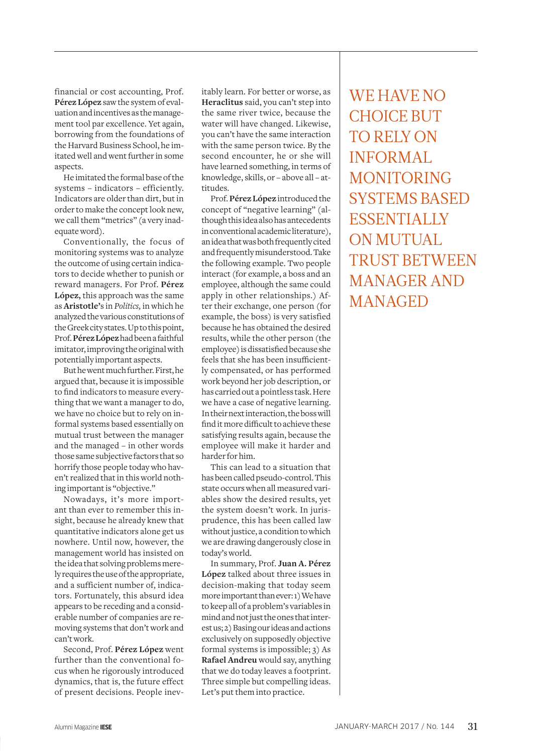financial or cost accounting, Prof. **Pérez López** saw the system of evaluation and incentives as the management tool par excellence. Yet again, borrowing from the foundations of the Harvard Business School, he imitated well and went further in some aspects.

He imitated the formal base of the systems – indicators – efficiently. Indicators are older than dirt, but in order to make the concept look new, we call them "metrics" (a very inadequate word).

Conventionally, the focus of monitoring systems was to analyze the outcome of using certain indicators to decide whether to punish or reward managers. For Prof. **Pérez López,** this approach was the same as **Aristotle's** in *Politics,* in which he analyzed the various constitutions of the Greek city states. Up to this point, Prof. **Pérez López** had been a faithful imitator, improving the original with potentially important aspects.

But he went much further. First, he argued that, because it is impossible to find indicators to measure everything that we want a manager to do, we have no choice but to rely on informal systems based essentially on mutual trust between the manager and the managed – in other words those same subjective factors that so horrify those people today who haven't realized that in this world nothing important is "objective."

Nowadays, it's more important than ever to remember this insight, because he already knew that quantitative indicators alone get us nowhere. Until now, however, the management world has insisted on the idea that solving problems merely requires the use of the appropriate, and a sufficient number of, indicators. Fortunately, this absurd idea appears to be receding and a considerable number of companies are removing systems that don't work and can't work.

Second, Prof. **Pérez López** went further than the conventional focus when he rigorously introduced dynamics, that is, the future effect of present decisions. People inevitably learn. For better or worse, as **Heraclitus** said, you can't step into the same river twice, because the water will have changed. Likewise, you can't have the same interaction with the same person twice. By the second encounter, he or she will have learned something, in terms of knowledge, skills, or – above all – attitudes.

Prof. **Pérez López** introduced the concept of "negative learning" (although this idea also has antecedents in conventional academic literature), an idea that was both frequently cited and frequently misunderstood. Take the following example. Two people interact (for example, a boss and an employee, although the same could apply in other relationships.) After their exchange, one person (for example, the boss) is very satisfied because he has obtained the desired results, while the other person (the employee) is dissatisfied because she feels that she has been insufficiently compensated, or has performed work beyond her job description, or has carried out a pointless task. Here we have a case of negative learning. In their next interaction, the boss will find it more difficult to achieve these satisfying results again, because the employee will make it harder and harder for him.

This can lead to a situation that has been called pseudo-control. This state occurs when all measured variables show the desired results, yet the system doesn't work. In jurisprudence, this has been called law without justice, a condition to which we are drawing dangerously close in today's world.

In summary, Prof. **Juan A. Pérez López** talked about three issues in decision-making that today seem more important than ever: 1) We have to keep all of a problem's variables in mind and not just the ones that interest us; 2) Basing our ideas and actions exclusively on supposedly objective formal systems is impossible; 3) As **Rafael Andreu** would say, anything that we do today leaves a footprint. Three simple but compelling ideas. Let's put them into practice.

WE HAVE NO CHOICE BUT TO RELY ON INFORMAL MONITORING SYSTEMS BASED ESSENTIALLY ON MUTUAL TRUST BETWEEN MANAGER AND MANAGED